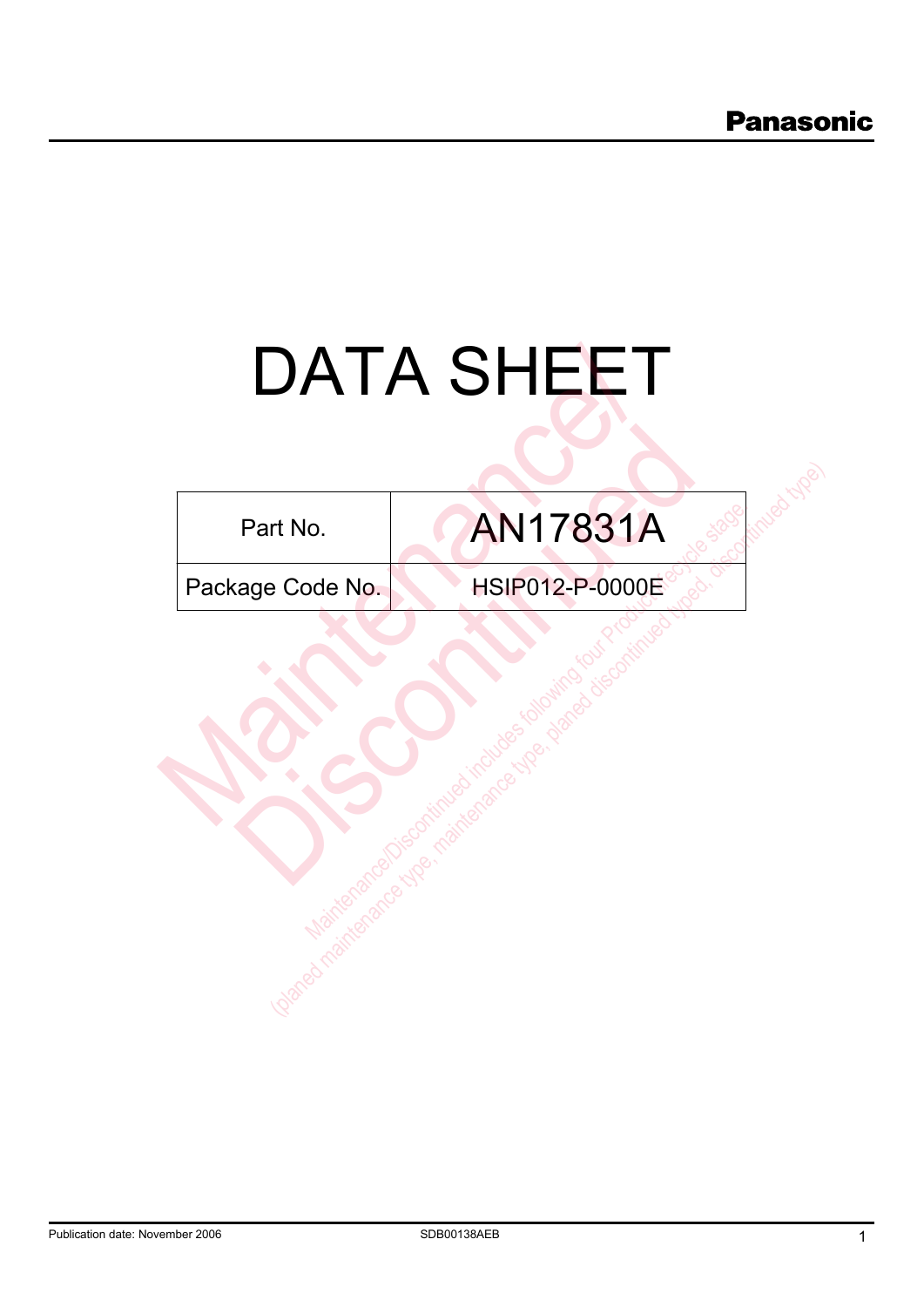# DATA SHEET

| Part No. | AN17831A |
|---|---|
| Package Code No. | HSIP012-P-0000E |

Maintenance/ Discontinued

Maintenance/Discontinued includes following four Product lifecycle stage (planed maintenance type, maintenance type, planed discontinued typed, discontinued type)

Publication date: November 2006

SDB00138AEB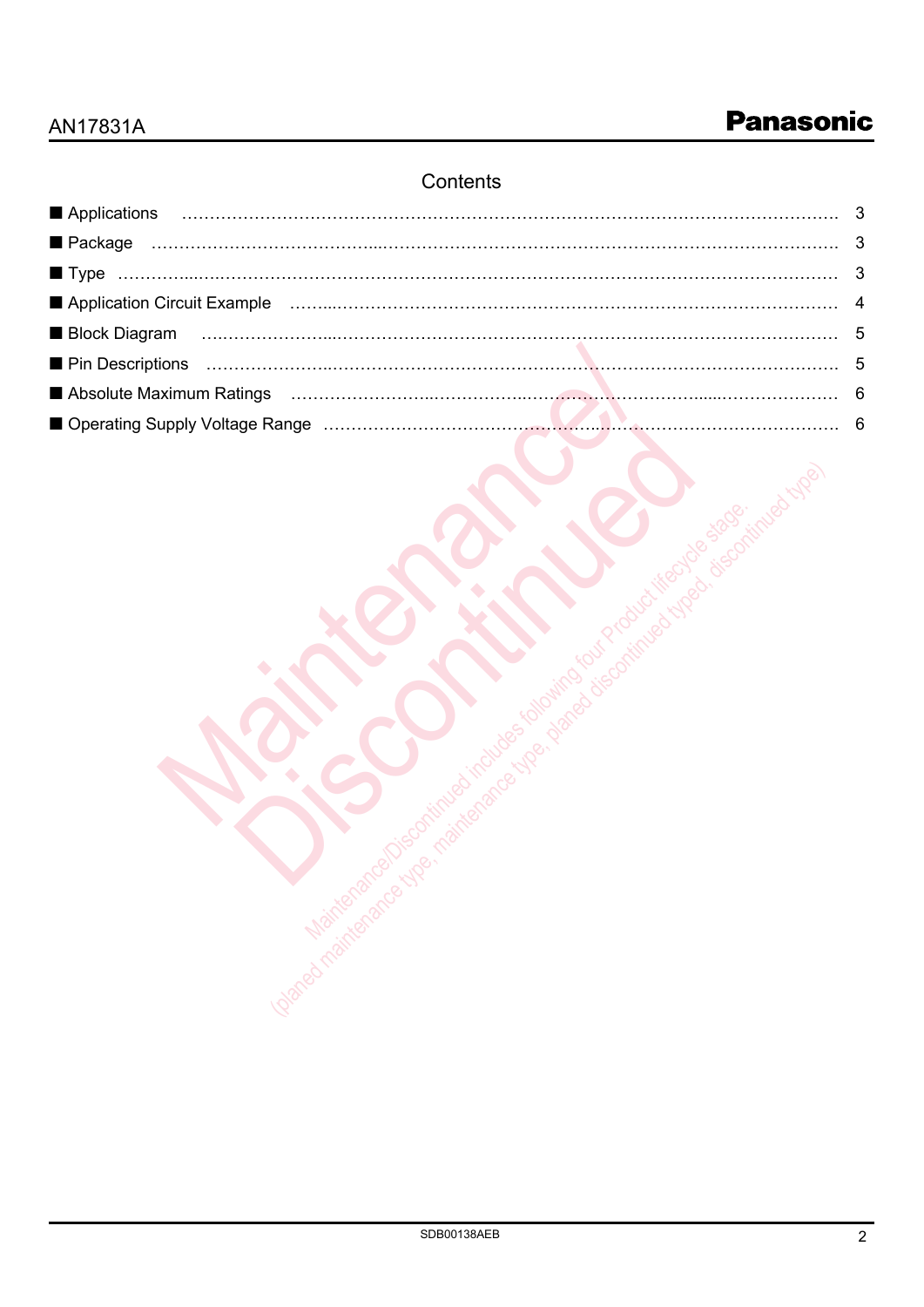# Contents

- ■ Applications …………………………………………………………………………………………………… 3
- ■ Package …………………………………………………………………………………………………… 3
- ■ Type …………………………………………………………………………………………………… 3
- ■ Application Circuit Example …………………………………………………………………………………… 4
- ■ Block Diagram …………………………………………………………………………………………………… 5
- ■ Pin Descriptions …………………………………………………………………………………………………… 5
- ■ Absolute Maximum Ratings …………………………………………………………………………………… 6
- ■ Operating Supply Voltage Range …………………………………………………………………………… 6

Maintenance/ Discontinued

Maintenance/Discontinued includes following four Product lifecycle stage. (planed maintenance type, maintenance type, planed discontinued typed, discontinued type)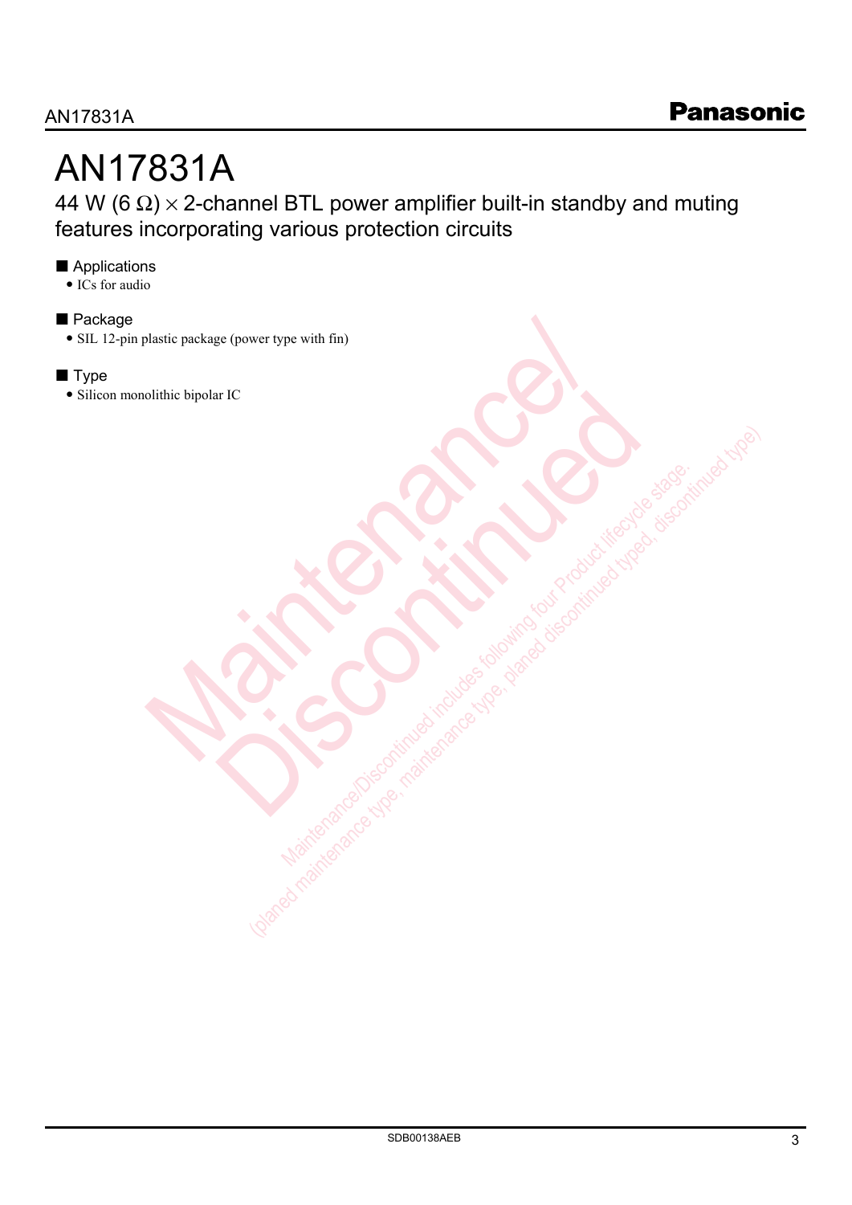# AN17831A

44 W (6 $\Omega$) $\times$ 2-channel BTL power amplifier built-in standby and muting features incorporating various protection circuits

## ■ Applications

- ICs for audio

## ■ Package

- SIL 12-pin plastic package (power type with fin)

## ■ Type

- Silicon monolithic bipolar IC

Maintenance/Discontinued

Maintenance/Discontinued includes following four Product lifecycle stage. (planed maintenance type, maintenance type, planed discontinued typed, discontinued type)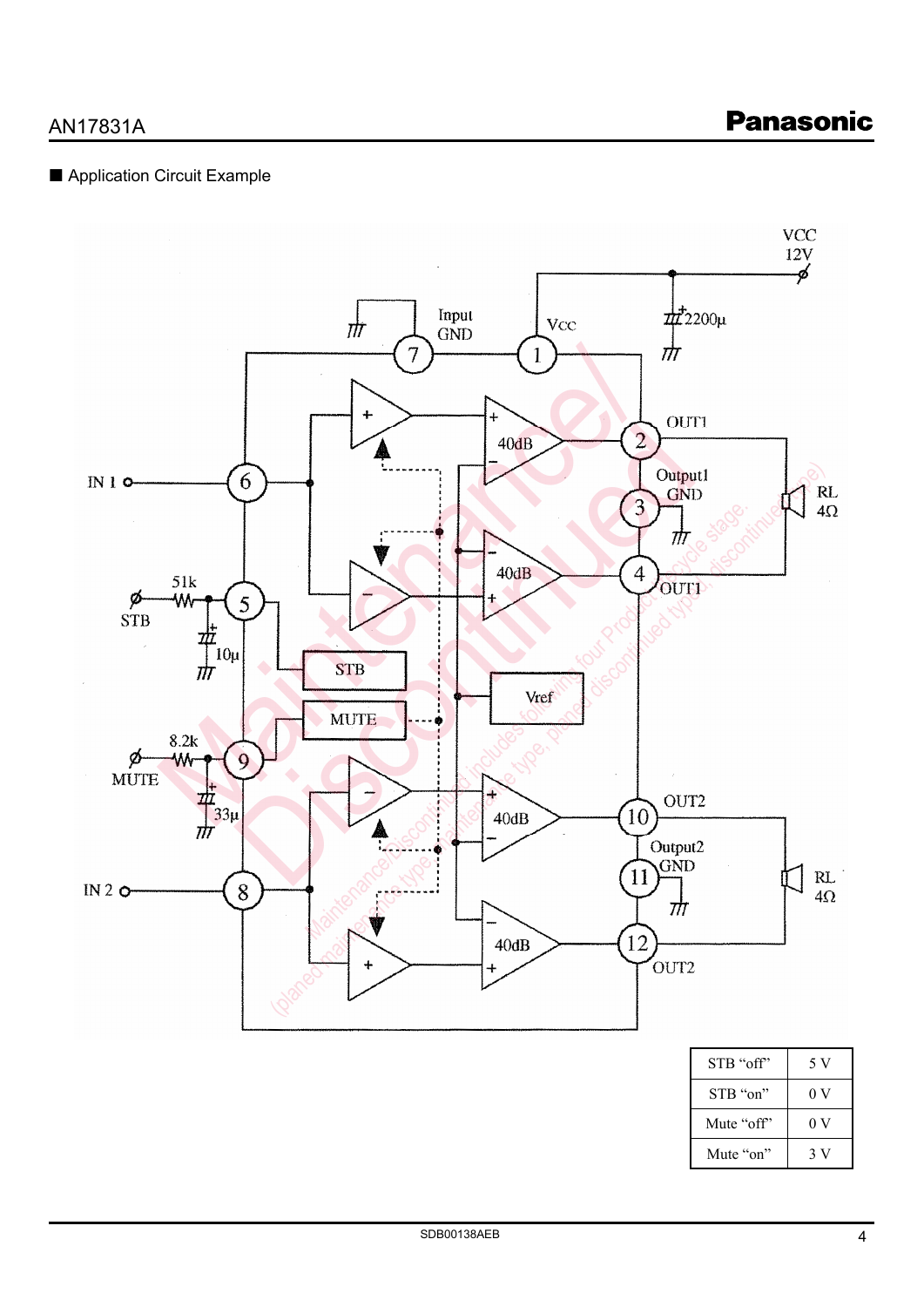## ■ Application Circuit Example

| STB "off" | 5 V |
|---|---|
| STB "on" | 0 V |
| Mute "off" | 0 V |
| Mute "on" | 3 V |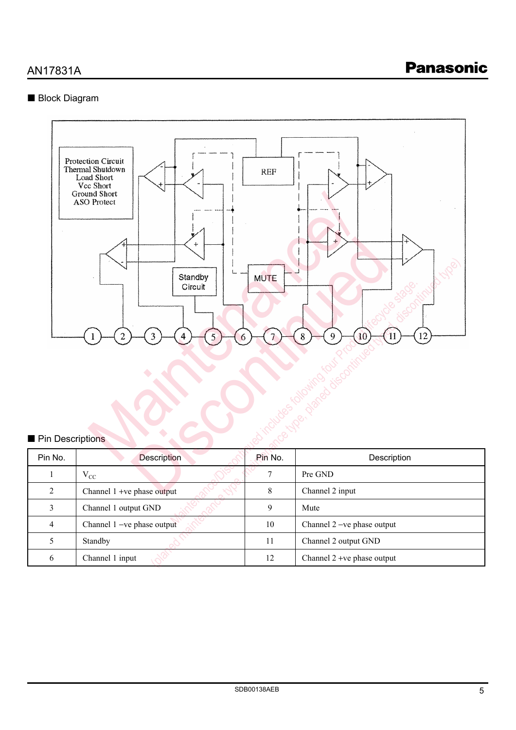## ■ Block Diagram

Protection Circuit
Thermal Shutdown
Load Short
Vcc Short
Ground Short
ASO Protect

REF

Standby Circuit

MUTE

1 2 3 4 5 6 7 8 9 10 11 12

## ■ Pin Descriptions

| Pin No. | Description | Pin No. | Description |
|---|---|---|---|
| 1 | $V_{CC}$ | 7 | Pre GND |
| 2 | Channel 1 +ve phase output | 8 | Channel 2 input |
| 3 | Channel 1 output GND | 9 | Mute |
| 4 | Channel 1 –ve phase output | 10 | Channel 2 –ve phase output |
| 5 | Standby | 11 | Channel 2 output GND |
| 6 | Channel 1 input | 12 | Channel 2 +ve phase output |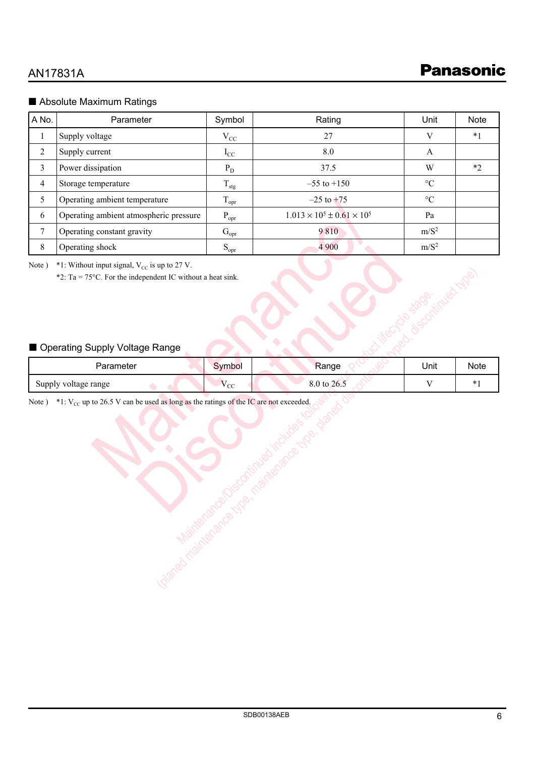## ■ Absolute Maximum Ratings

| A No. | Parameter | Symbol | Rating | Unit | Note |
|---|---|---|---|---|---|
| 1 | Supply voltage | $V_{CC}$ | 27 | V | *1 |
| 2 | Supply current | $I_{CC}$ | 8.0 | A | |
| 3 | Power dissipation | $P_D$ | 37.5 | W | *2 |
| 4 | Storage temperature | $T_{stg}$ | –55 to +150 | °C | |
| 5 | Operating ambient temperature | $T_{opr}$ | –25 to +75 | °C | |
| 6 | Operating ambient atmospheric pressure | $P_{opr}$ | $1.013 \times 10^5 \pm 0.61 \times 10^5$ | Pa | |
| 7 | Operating constant gravity | $G_{opr}$ | 9 810 | $m/S^2$ | |
| 8 | Operating shock | $S_{opr}$ | 4 900 | $m/S^2$ | |

Note ) *1: Without input signal, $V_{CC}$ is up to 27 V.
*2: Ta = 75°C. For the independent IC without a heat sink.

## ■ Operating Supply Voltage Range

| Parameter | Symbol | Range | Unit | Note |
|---|---|---|---|---|
| Supply voltage range | $V_{CC}$ | 8.0 to 26.5 | V | *1 |

Note ) *1: $V_{CC}$ up to 26.5 V can be used as long as the ratings of the IC are not exceeded.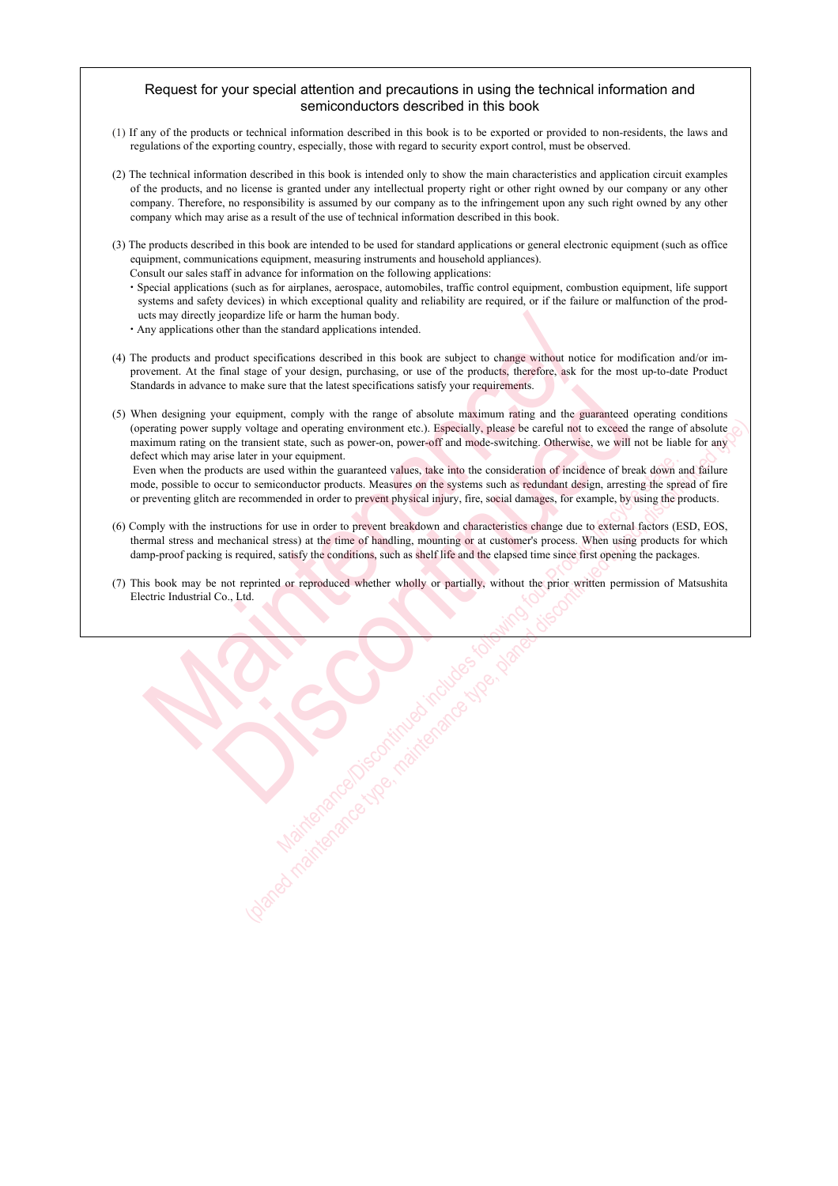## Request for your special attention and precautions in using the technical information and semiconductors described in this book

(1) If any of the products or technical information described in this book is to be exported or provided to non-residents, the laws and regulations of the exporting country, especially, those with regard to security export control, must be observed.

(2) The technical information described in this book is intended only to show the main characteristics and application circuit examples of the products, and no license is granted under any intellectual property right or other right owned by our company or any other company. Therefore, no responsibility is assumed by our company as to the infringement upon any such right owned by any other company which may arise as a result of the use of technical information described in this book.

(3) The products described in this book are intended to be used for standard applications or general electronic equipment (such as office equipment, communications equipment, measuring instruments and household appliances).
Consult our sales staff in advance for information on the following applications:
- Special applications (such as for airplanes, aerospace, automobiles, traffic control equipment, combustion equipment, life support systems and safety devices) in which exceptional quality and reliability are required, or if the failure or malfunction of the products may directly jeopardize life or harm the human body.
- Any applications other than the standard applications intended.

(4) The products and product specifications described in this book are subject to change without notice for modification and/or improvement. At the final stage of your design, purchasing, or use of the products, therefore, ask for the most up-to-date Product Standards in advance to make sure that the latest specifications satisfy your requirements.

(5) When designing your equipment, comply with the range of absolute maximum rating and the guaranteed operating conditions (operating power supply voltage and operating environment etc.). Especially, please be careful not to exceed the range of absolute maximum rating on the transient state, such as power-on, power-off and mode-switching. Otherwise, we will not be liable for any defect which may arise later in your equipment.
Even when the products are used within the guaranteed values, take into the consideration of incidence of break down and failure mode, possible to occur to semiconductor products. Measures on the systems such as redundant design, arresting the spread of fire or preventing glitch are recommended in order to prevent physical injury, fire, social damages, for example, by using the products.

(6) Comply with the instructions for use in order to prevent breakdown and characteristics change due to external factors (ESD, EOS, thermal stress and mechanical stress) at the time of handling, mounting or at customer's process. When using products for which damp-proof packing is required, satisfy the conditions, such as shelf life and the elapsed time since first opening the packages.

(7) This book may be not reprinted or reproduced whether wholly or partially, without the prior written permission of Matsushita Electric Industrial Co., Ltd.